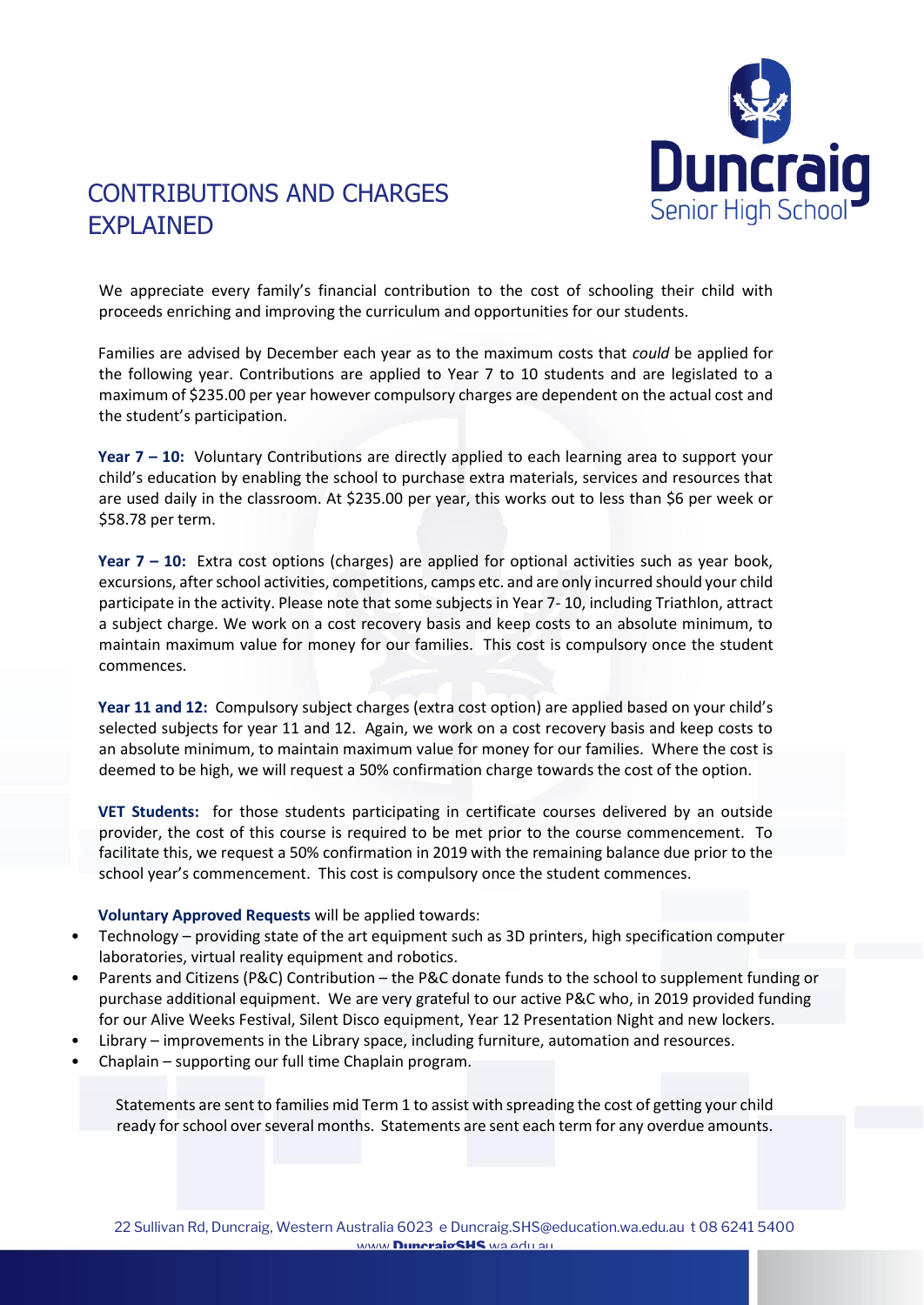# CONTRIBUTIONS AND CHARGES EXPLAINED

We appreciate every family's financial contribution to the cost of schooling their child with proceeds enriching and improving the curriculum and opportunities for our students.

Families are advised by December each year as to the maximum costs that *could* be applied for the following year. Contributions are applied to Year 7 to 10 students and are legislated to a maximum of $235.00 per year however compulsory charges are dependent on the actual cost and the student's participation.

**Year 7 – 10:** Voluntary Contributions are directly applied to each learning area to support your child's education by enabling the school to purchase extra materials, services and resources that are used daily in the classroom. At $235.00 per year, this works out to less than $6 per week or $58.78 per term.

**Year 7 – 10:** Extra cost options (charges) are applied for optional activities such as year book, excursions, after school activities, competitions, camps etc. and are only incurred should your child participate in the activity. Please note that some subjects in Year 7- 10, including Triathlon, attract a subject charge. We work on a cost recovery basis and keep costs to an absolute minimum, to maintain maximum value for money for our families. This cost is compulsory once the student commences.

**Year 11 and 12:** Compulsory subject charges (extra cost option) are applied based on your child's selected subjects for year 11 and 12. Again, we work on a cost recovery basis and keep costs to an absolute minimum, to maintain maximum value for money for our families. Where the cost is deemed to be high, we will request a 50% confirmation charge towards the cost of the option.

**VET Students:** for those students participating in certificate courses delivered by an outside provider, the cost of this course is required to be met prior to the course commencement. To facilitate this, we request a 50% confirmation in 2019 with the remaining balance due prior to the school year's commencement. This cost is compulsory once the student commences.

**Voluntary Approved Requests** will be applied towards:

- Technology – providing state of the art equipment such as 3D printers, high specification computer laboratories, virtual reality equipment and robotics.
- Parents and Citizens (P&C) Contribution – the P&C donate funds to the school to supplement funding or purchase additional equipment. We are very grateful to our active P&C who, in 2019 provided funding for our Alive Weeks Festival, Silent Disco equipment, Year 12 Presentation Night and new lockers.
- Library – improvements in the Library space, including furniture, automation and resources.
- Chaplain – supporting our full time Chaplain program.

Statements are sent to families mid Term 1 to assist with spreading the cost of getting your child ready for school over several months. Statements are sent each term for any overdue amounts.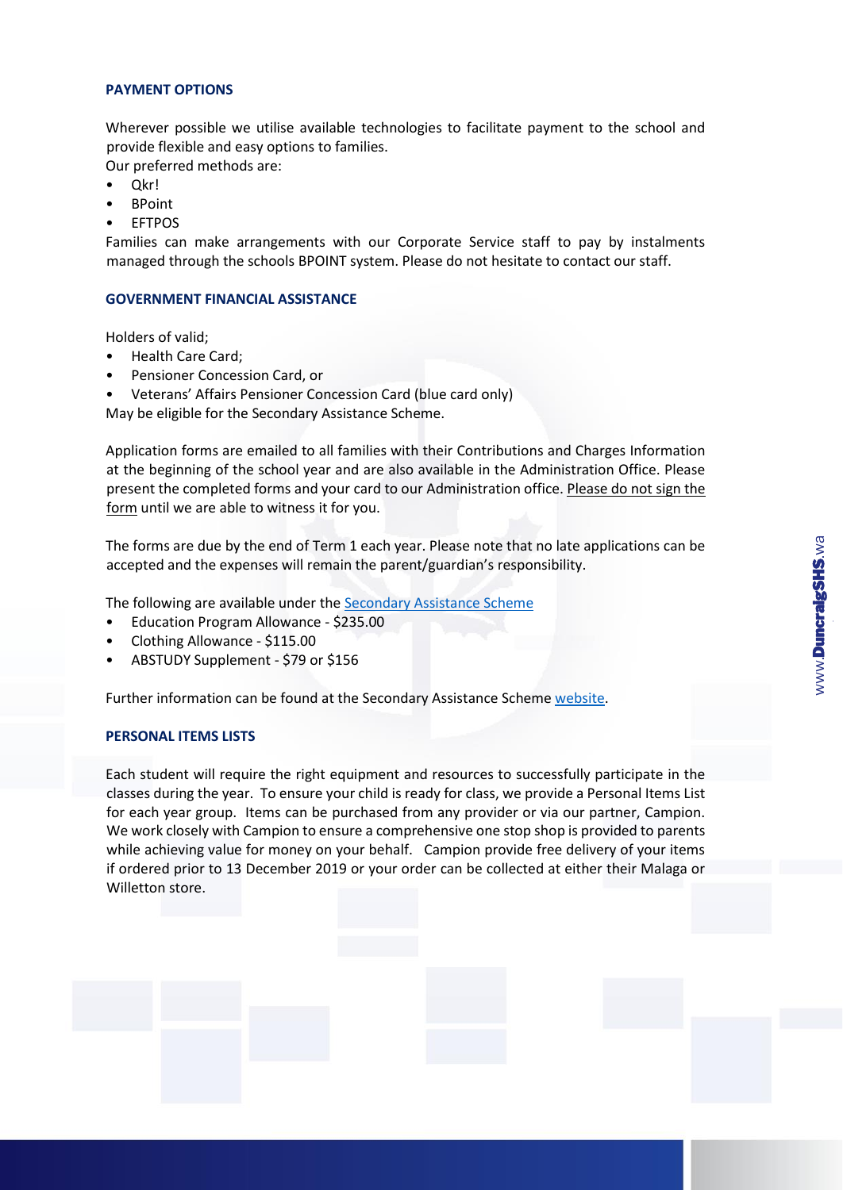## PAYMENT OPTIONS

Wherever possible we utilise available technologies to facilitate payment to the school and provide flexible and easy options to families.
Our preferred methods are:

- Qkr!
- BPoint
- EFTPOS

Families can make arrangements with our Corporate Service staff to pay by instalments managed through the schools BPOINT system. Please do not hesitate to contact our staff.

## GOVERNMENT FINANCIAL ASSISTANCE

Holders of valid;

- Health Care Card;
- Pensioner Concession Card, or
- Veterans' Affairs Pensioner Concession Card (blue card only)

May be eligible for the Secondary Assistance Scheme.

Application forms are emailed to all families with their Contributions and Charges Information at the beginning of the school year and are also available in the Administration Office. Please present the completed forms and your card to our Administration office. Please do not sign the form until we are able to witness it for you.

The forms are due by the end of Term 1 each year. Please note that no late applications can be accepted and the expenses will remain the parent/guardian's responsibility.

The following are available under the Secondary Assistance Scheme

- Education Program Allowance - $235.00
- Clothing Allowance - $115.00
- ABSTUDY Supplement - $79 or $156

Further information can be found at the Secondary Assistance Scheme website.

## PERSONAL ITEMS LISTS

Each student will require the right equipment and resources to successfully participate in the classes during the year. To ensure your child is ready for class, we provide a Personal Items List for each year group. Items can be purchased from any provider or via our partner, Campion. We work closely with Campion to ensure a comprehensive one stop shop is provided to parents while achieving value for money on your behalf. Campion provide free delivery of your items if ordered prior to 13 December 2019 or your order can be collected at either their Malaga or Willetton store.